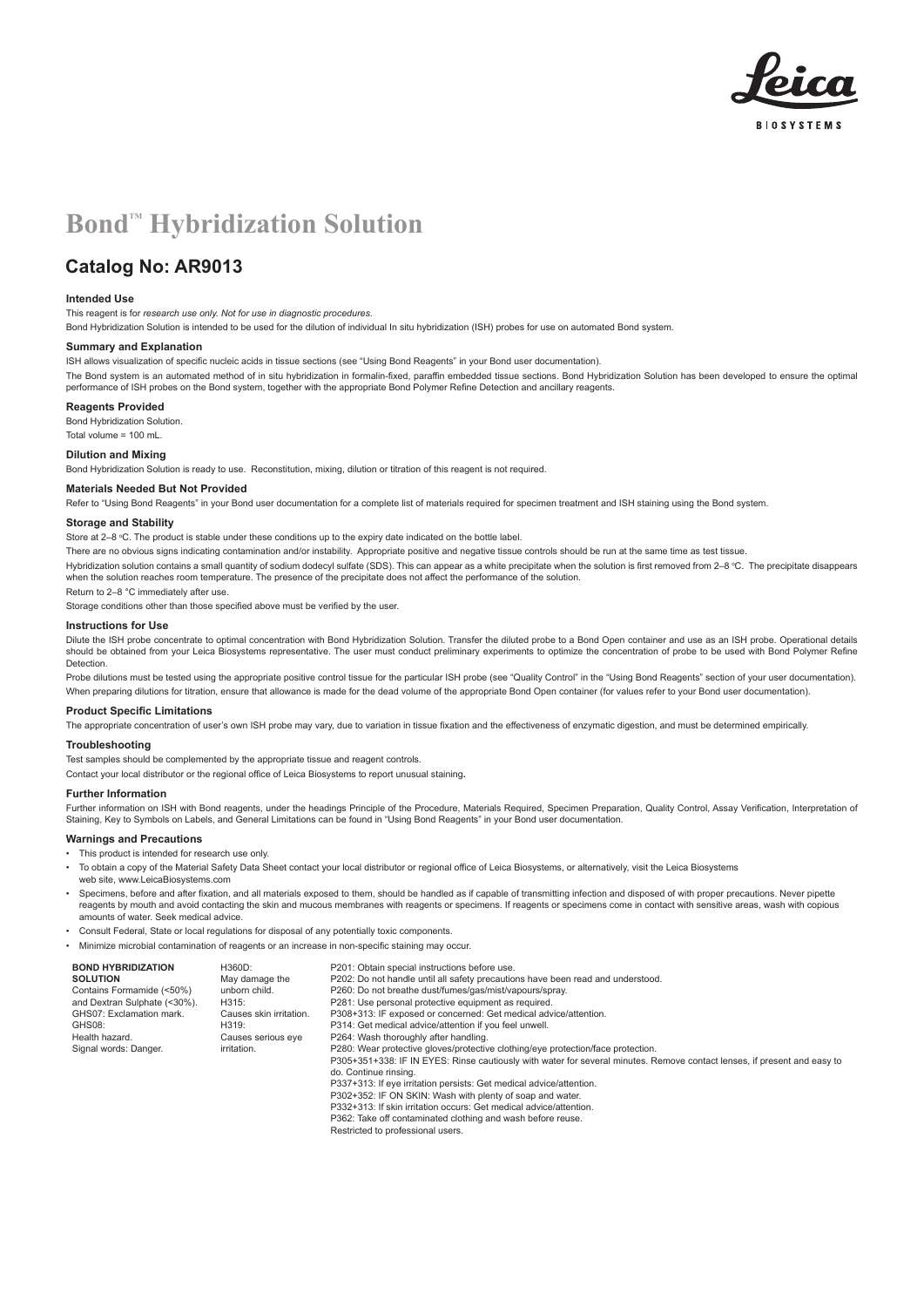# Bond™ Hybridization Solution

## Catalog No: AR9013

### Intended Use

This reagent is for *research use only. Not for use in diagnostic procedures.*

Bond Hybridization Solution is intended to be used for the dilution of individual In situ hybridization (ISH) probes for use on automated Bond system.

### Summary and Explanation

ISH allows visualization of specific nucleic acids in tissue sections (see "Using Bond Reagents" in your Bond user documentation).

The Bond system is an automated method of in situ hybridization in formalin-fixed, paraffin embedded tissue sections. Bond Hybridization Solution has been developed to ensure the optimal performance of ISH probes on the Bond system, together with the appropriate Bond Polymer Refine Detection and ancillary reagents.

### Reagents Provided

Bond Hybridization Solution.

Total volume = 100 mL.

### Dilution and Mixing

Bond Hybridization Solution is ready to use. Reconstitution, mixing, dilution or titration of this reagent is not required.

### Materials Needed But Not Provided

Refer to "Using Bond Reagents" in your Bond user documentation for a complete list of materials required for specimen treatment and ISH staining using the Bond system.

### Storage and Stability

Store at 2–8 ºC. The product is stable under these conditions up to the expiry date indicated on the bottle label.

There are no obvious signs indicating contamination and/or instability. Appropriate positive and negative tissue controls should be run at the same time as test tissue.

Hybridization solution contains a small quantity of sodium dodecyl sulfate (SDS). This can appear as a white precipitate when the solution is first removed from 2–8 ºC. The precipitate disappears when the solution reaches room temperature. The presence of the precipitate does not affect the performance of the solution.

Return to 2–8 °C immediately after use.

Storage conditions other than those specified above must be verified by the user.

### Instructions for Use

Dilute the ISH probe concentrate to optimal concentration with Bond Hybridization Solution. Transfer the diluted probe to a Bond Open container and use as an ISH probe. Operational details should be obtained from your Leica Biosystems representative. The user must conduct preliminary experiments to optimize the concentration of probe to be used with Bond Polymer Refine Detection.

Probe dilutions must be tested using the appropriate positive control tissue for the particular ISH probe (see "Quality Control" in the "Using Bond Reagents" section of your user documentation). When preparing dilutions for titration, ensure that allowance is made for the dead volume of the appropriate Bond Open container (for values refer to your Bond user documentation).

### Product Specific Limitations

The appropriate concentration of user's own ISH probe may vary, due to variation in tissue fixation and the effectiveness of enzymatic digestion, and must be determined empirically.

### Troubleshooting

Test samples should be complemented by the appropriate tissue and reagent controls.

Contact your local distributor or the regional office of Leica Biosystems to report unusual staining.

### Further Information

Further information on ISH with Bond reagents, under the headings Principle of the Procedure, Materials Required, Specimen Preparation, Quality Control, Assay Verification, Interpretation of Staining, Key to Symbols on Labels, and General Limitations can be found in "Using Bond Reagents" in your Bond user documentation.

### Warnings and Precautions

- This product is intended for research use only.
- To obtain a copy of the Material Safety Data Sheet contact your local distributor or regional office of Leica Biosystems, or alternatively, visit the Leica Biosystems web site, www.LeicaBiosystems.com
- Specimens, before and after fixation, and all materials exposed to them, should be handled as if capable of transmitting infection and disposed of with proper precautions. Never pipette reagents by mouth and avoid contacting the skin and mucous membranes with reagents or specimens. If reagents or specimens come in contact with sensitive areas, wash with copious amounts of water. Seek medical advice.
- Consult Federal, State or local regulations for disposal of any potentially toxic components.
- Minimize microbial contamination of reagents or an increase in non-specific staining may occur.

| | | |
|---|---|---|
| **BOND HYBRIDIZATION SOLUTION**<br>Contains Formamide (<50%) and Dextran Sulphate (<30%).<br>GHS07: Exclamation mark.<br>GHS08: Health hazard.<br>Signal words: Danger. | H360D: May damage the unborn child.<br>H315: Causes skin irritation.<br>H319: Causes serious eye irritation. | P201: Obtain special instructions before use.<br>P202: Do not handle until all safety precautions have been read and understood.<br>P260: Do not breathe dust/fumes/gas/mist/vapours/spray.<br>P281: Use personal protective equipment as required.<br>P308+313: IF exposed or concerned: Get medical advice/attention.<br>P314: Get medical advice/attention if you feel unwell.<br>P264: Wash thoroughly after handling.<br>P280: Wear protective gloves/protective clothing/eye protection/face protection.<br>P305+351+338: IF IN EYES: Rinse cautiously with water for several minutes. Remove contact lenses, if present and easy to do. Continue rinsing.<br>P337+313: If eye irritation persists: Get medical advice/attention.<br>P302+352: IF ON SKIN: Wash with plenty of soap and water.<br>P332+313: If skin irritation occurs: Get medical advice/attention.<br>P362: Take off contaminated clothing and wash before reuse.<br>Restricted to professional users. |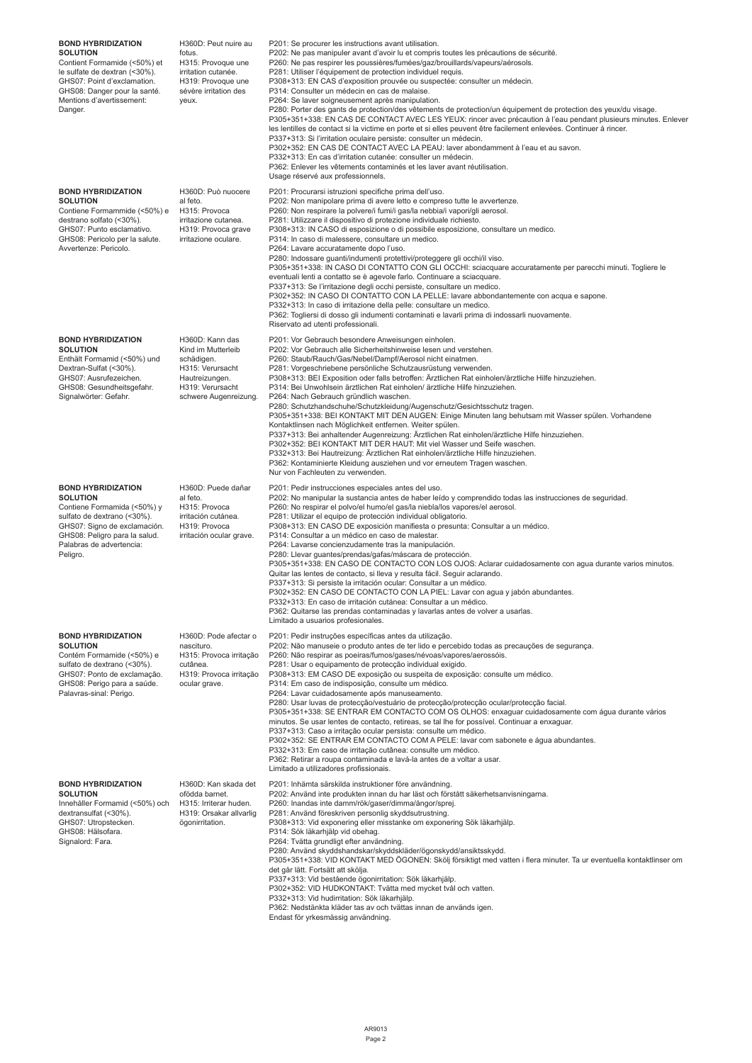| | | |
|---|---|---|
| **BOND HYBRIDIZATION SOLUTION**<br>Contient Formamide (<50%) et le sulfate de dextran (<30%).<br>GHS07: Point d'exclamation.<br>GHS08: Danger pour la santé.<br>Mentions d'avertissement: Danger. | H360D: Peut nuire au fotus.<br>H315: Provoque une irritation cutanée.<br>H319: Provoque une sévère irritation des yeux. | P201: Se procurer les instructions avant utilisation.<br>P202: Ne pas manipuler avant d'avoir lu et compris toutes les précautions de sécurité.<br>P260: Ne pas respirer les poussières/fumées/gaz/brouillards/vapeurs/aérosols.<br>P281: Utiliser l'équipement de protection individuel requis.<br>P308+313: EN CAS d'exposition prouvée ou suspectée: consulter un médecin.<br>P314: Consulter un médecin en cas de malaise.<br>P264: Se laver soigneusement après manipulation.<br>P280: Porter des gants de protection/des vêtements de protection/un équipement de protection des yeux/du visage.<br>P305+351+338: EN CAS DE CONTACT AVEC LES YEUX: rincer avec précaution à l'eau pendant plusieurs minutes. Enlever les lentilles de contact si la victime en porte et si elles peuvent être facilement enlevées. Continuer à rincer.<br>P337+313: Si l'irritation oculaire persiste: consulter un médecin.<br>P302+352: EN CAS DE CONTACT AVEC LA PEAU: laver abondamment à l'eau et au savon.<br>P332+313: En cas d'irritation cutanée: consulter un médecin.<br>P362: Enlever les vêtements contaminés et les laver avant réutilisation.<br>Usage réservé aux professionnels. |
| **BOND HYBRIDIZATION SOLUTION**<br>Contiene Formammide (<50%) e destrano solfato (<30%).<br>GHS07: Punto esclamativo.<br>GHS08: Pericolo per la salute.<br>Avvertenze: Pericolo. | H360D: Può nuocere al feto.<br>H315: Provoca irritazione cutanea.<br>H319: Provoca grave irritazione oculare. | P201: Procurarsi istruzioni specifiche prima dell'uso.<br>P202: Non manipolare prima di avere letto e compreso tutte le avvertenze.<br>P260: Non respirare la polvere/i fumi/i gas/la nebbia/i vapori/gli aerosol.<br>P281: Utilizzare il dispositivo di protezione individuale richiesto.<br>P308+313: IN CASO di esposizione o di possibile esposizione, consultare un medico.<br>P314: In caso di malessere, consultare un medico.<br>P264: Lavare accuratamente dopo l'uso.<br>P280: Indossare guanti/indumenti protettivi/proteggere gli occhi/il viso.<br>P305+351+338: IN CASO DI CONTATTO CON GLI OCCHI: sciacquare accuratamente per parecchi minuti. Togliere le eventuali lenti a contatto se è agevole farlo. Continuare a sciacquare.<br>P337+313: Se l'irritazione degli occhi persiste, consultare un medico.<br>P302+352: IN CASO DI CONTATTO CON LA PELLE: lavare abbondantemente con acqua e sapone.<br>P332+313: In caso di irritazione della pelle: consultare un medico.<br>P362: Togliersi di dosso gli indumenti contaminati e lavarli prima di indossarli nuovamente.<br>Riservato ad utenti professionali. |
| **BOND HYBRIDIZATION SOLUTION**<br>Enthält Formamid (<50%) und Dextran-Sulfat (<30%).<br>GHS07: Ausrufezeichen.<br>GHS08: Gesundheitsgefahr.<br>Signalwörter: Gefahr. | H360D: Kann das Kind im Mutterleib schädigen.<br>H315: Verursacht Hautreizungen.<br>H319: Verursacht schwere Augenreizung. | P201: Vor Gebrauch besondere Anweisungen einholen.<br>P202: Vor Gebrauch alle Sicherheitshinweise lesen und verstehen.<br>P260: Staub/Rauch/Gas/Nebel/Dampf/Aerosol nicht einatmen.<br>P281: Vorgeschriebene persönliche Schutzausrüstung verwenden.<br>P308+313: BEI Exposition oder falls betroffen: Ärztlichen Rat einholen/ärztliche Hilfe hinzuziehen.<br>P314: Bei Unwohlsein ärztlichen Rat einholen/ ärztliche Hilfe hinzuziehen.<br>P264: Nach Gebrauch gründlich waschen.<br>P280: Schutzhandschuhe/Schutzkleidung/Augenschutz/Gesichtsschutz tragen.<br>P305+351+338: BEI KONTAKT MIT DEN AUGEN: Einige Minuten lang behutsam mit Wasser spülen. Vorhandene Kontaktlinsen nach Möglichkeit entfernen. Weiter spülen.<br>P337+313: Bei anhaltender Augenreizung: Ärztlichen Rat einholen/ärztliche Hilfe hinzuziehen.<br>P302+352: BEI KONTAKT MIT DER HAUT: Mit viel Wasser und Seife waschen.<br>P332+313: Bei Hautreizung: Ärztlichen Rat einholen/ärztliche Hilfe hinzuziehen.<br>P362: Kontaminierte Kleidung ausziehen und vor erneutem Tragen waschen.<br>Nur von Fachleuten zu verwenden. |
| **BOND HYBRIDIZATION SOLUTION**<br>Contiene Formamida (<50%) y sulfato de dextrano (<30%).<br>GHS07: Signo de exclamación.<br>GHS08: Peligro para la salud.<br>Palabras de advertencia: Peligro. | H360D: Puede dañar al feto.<br>H315: Provoca irritación cutánea.<br>H319: Provoca irritación ocular grave. | P201: Pedir instrucciones especiales antes del uso.<br>P202: No manipular la sustancia antes de haber leído y comprendido todas las instrucciones de seguridad.<br>P260: No respirar el polvo/el humo/el gas/la niebla/los vapores/el aerosol.<br>P281: Utilizar el equipo de protección individual obligatorio.<br>P308+313: EN CASO DE exposición manifiesta o presunta: Consultar a un médico.<br>P314: Consultar a un médico en caso de malestar.<br>P264: Lavarse concienzudamente tras la manipulación.<br>P280: Llevar guantes/prendas/gafas/máscara de protección.<br>P305+351+338: EN CASO DE CONTACTO CON LOS OJOS: Aclarar cuidadosamente con agua durante varios minutos. Quitar las lentes de contacto, si lleva y resulta fácil. Seguir aclarando.<br>P337+313: Si persiste la irritación ocular: Consultar a un médico.<br>P302+352: EN CASO DE CONTACTO CON LA PIEL: Lavar con agua y jabón abundantes.<br>P332+313: En caso de irritación cutánea: Consultar a un médico.<br>P362: Quitarse las prendas contaminadas y lavarlas antes de volver a usarlas.<br>Limitado a usuarios profesionales. |
| **BOND HYBRIDIZATION SOLUTION**<br>Contém Formamide (<50%) e sulfato de dextrano (<30%).<br>GHS07: Ponto de exclamação.<br>GHS08: Perigo para a saúde.<br>Palavras-sinal: Perigo. | H360D: Pode afectar o nascituro.<br>H315: Provoca irritação cutânea.<br>H319: Provoca irritação ocular grave. | P201: Pedir instruções específicas antes da utilização.<br>P202: Não manuseie o produto antes de ter lido e percebido todas as precauções de segurança.<br>P260: Não respirar as poeiras/fumos/gases/névoas/vapores/aerossóis.<br>P281: Usar o equipamento de protecção individual exigido.<br>P308+313: EM CASO DE exposição ou suspeita de exposição: consulte um médico.<br>P314: Em caso de indisposição, consulte um médico.<br>P264: Lavar cuidadosamente após manuseamento.<br>P280: Usar luvas de protecção/vestuário de protecção/protecção ocular/protecção facial.<br>P305+351+338: SE ENTRAR EM CONTACTO COM OS OLHOS: enxaguar cuidadosamente com água durante vários minutos. Se usar lentes de contacto, retireas, se tal lhe for possível. Continuar a enxaguar.<br>P337+313: Caso a irritação ocular persista: consulte um médico.<br>P302+352: SE ENTRAR EM CONTACTO COM A PELE: lavar com sabonete e água abundantes.<br>P332+313: Em caso de irritação cutânea: consulte um médico.<br>P362: Retirar a roupa contaminada e lavá-la antes de a voltar a usar.<br>Limitado a utilizadores profissionais. |
| **BOND HYBRIDIZATION SOLUTION**<br>Innehåller Formamid (<50%) och dextransulfat (<30%).<br>GHS07: Utropstecken.<br>GHS08: Hälsofara.<br>Signalord: Fara. | H360D: Kan skada det ofödda barnet.<br>H315: Irriterar huden.<br>H319: Orsakar allvarlig ögonirritation. | P201: Inhämta särskilda instruktioner före användning.<br>P202: Använd inte produkten innan du har läst och förstått säkerhetsanvisningarna.<br>P260: Inandas inte damm/rök/gaser/dimma/ångor/sprej.<br>P281: Använd föreskriven personlig skyddsutrustning.<br>P308+313: Vid exponering eller misstanke om exponering Sök läkarhjälp.<br>P314: Sök läkarhjälp vid obehag.<br>P264: Tvätta grundligt efter användning.<br>P280: Använd skyddshandskar/skyddskläder/ögonskydd/ansiktsskydd.<br>P305+351+338: VID KONTAKT MED ÖGONEN: Skölj försiktigt med vatten i flera minuter. Ta ur eventuella kontaktlinser om det går lätt. Fortsätt att skölja.<br>P337+313: Vid bestående ögonirritation: Sök läkarhjälp.<br>P302+352: VID HUDKONTAKT: Tvätta med mycket tvål och vatten.<br>P332+313: Vid hudirritation: Sök läkarhjälp.<br>P362: Nedstänkta kläder tas av och tvättas innan de används igen.<br>Endast för yrkesmässig användning. |

AR9013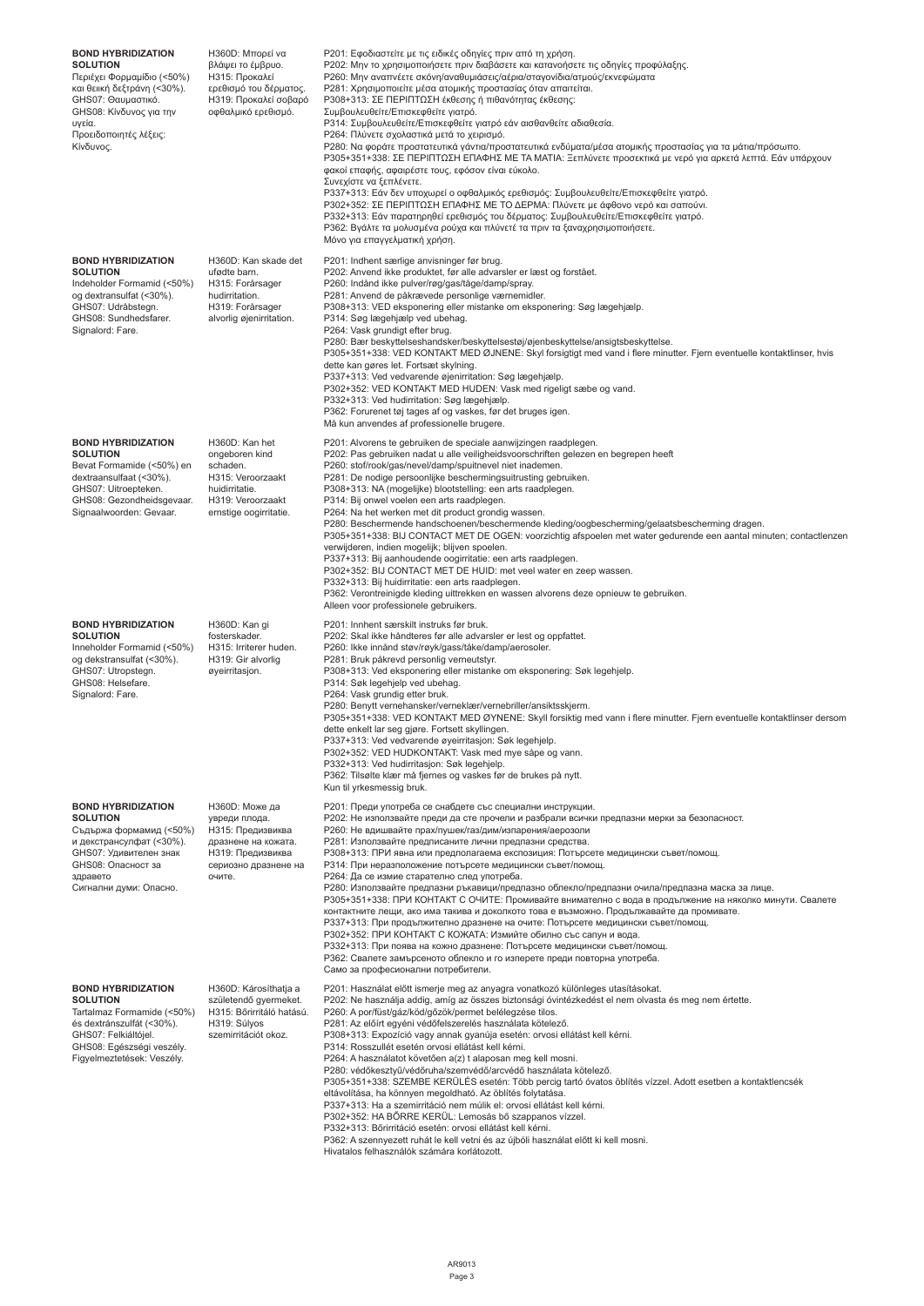**BOND HYBRIDIZATION SOLUTION**
Περιέχει Φορμαμίδιο (<50%) και θειική δεξτράνη (<30%).
GHS07: Θαυμαστικό.
GHS08: Κίνδυνος για την υγεία.
Προειδοποιητές λέξεις: Κίνδυνος.

H360D: Μπορεί να βλάψει το έμβρυο.
H315: Προκαλεί ερεθισμό του δέρματος.
H319: Προκαλεί σοβαρό οφθαλμικό ερεθισμό.

P201: Εφοδιαστείτε με τις ειδικές οδηγίες πριν από τη χρήση.
P202: Μην το χρησιμοποιήσετε πριν διαβάσετε και κατανοήσετε τις οδηγίες προφύλαξης.
P260: Μην αναπνέετε σκόνη/αναθυμιάσεις/αέρια/σταγονίδια/ατμούς/εκνεφώματα
P281: Χρησιμοποιείτε μέσα ατομικής προστασίας όταν απαιτείται.
P308+313: ΣΕ ΠΕΡΙΠΤΩΣΗ έκθεσης ή πιθανότητας έκθεσης: Συμβουλευθείτε/Επισκεφθείτε γιατρό.
P314: Συμβουλευθείτε/Επισκεφθείτε γιατρό εάν αισθανθείτε αδιαθεσία.
P264: Πλύνετε σχολαστικά μετά το χειρισμό.
P280: Να φοράτε προστατευτικά γάντια/προστατευτικά ενδύματα/μέσα ατομικής προστασίας για τα μάτια/πρόσωπο.
P305+351+338: ΣΕ ΠΕΡΙΠΤΩΣΗ ΕΠΑΦΗΣ ΜΕ ΤΑ ΜΑΤΙΑ: Ξεπλύνετε προσεκτικά με νερό για αρκετά λεπτά. Εάν υπάρχουν φακοί επαφής, αφαιρέστε τους, εφόσον είναι εύκολο. Συνεχίστε να ξεπλένετε.
P337+313: Εάν δεν υποχωρεί ο οφθαλμικός ερεθισμός: Συμβουλευθείτε/Επισκεφθείτε γιατρό.
P302+352: ΣΕ ΠΕΡΙΠΤΩΣΗ ΕΠΑΦΗΣ ΜΕ ΤΟ ΔΕΡΜΑ: Πλύνετε με άφθονο νερό και σαπούνι.
P332+313: Εάν παρατηρηθεί ερεθισμός του δέρματος: Συμβουλευθείτε/Επισκεφθείτε γιατρό.
P362: Βγάλτε τα μολυσμένα ρούχα και πλύνετέ τα πριν τα ξαναχρησιμοποιήσετε.
Μόνο για επαγγελματική χρήση.

**BOND HYBRIDIZATION SOLUTION**
Indeholder Formamid (<50%) og dextransulfat (<30%).
GHS07: Udråbstegn.
GHS08: Sundhedsfarer.
Signalord: Fare.

H360D: Kan skade det ufødte barn.
H315: Forårsager hudirritation.
H319: Forårsager alvorlig øjenirritation.

P201: Indhent særlige anvisninger før brug.
P202: Anvend ikke produktet, før alle advarsler er læst og forstået.
P260: Indånd ikke pulver/røg/gas/tåge/damp/spray.
P281: Anvend de påkrævede personlige værnemidler.
P308+313: VED eksponering eller mistanke om eksponering: Søg lægehjælp.
P314: Søg lægehjælp ved ubehag.
P264: Vask grundigt efter brug.
P280: Bær beskyttelseshandsker/beskyttelsestøj/øjenbeskyttelse/ansigtsbeskyttelse.
P305+351+338: VED KONTAKT MED ØJNENE: Skyl forsigtigt med vand i flere minutter. Fjern eventuelle kontaktlinser, hvis dette kan gøres let. Fortsæt skylning.
P337+313: Ved vedvarende øjenirritation: Søg lægehjælp.
P302+352: VED KONTAKT MED HUDEN: Vask med rigeligt sæbe og vand.
P332+313: Ved hudirritation: Søg lægehjælp.
P362: Forurenet tøj tages af og vaskes, før det bruges igen.
Må kun anvendes af professionelle brugere.

**BOND HYBRIDIZATION SOLUTION**
Bevat Formamide (<50%) en dextraansulfaat (<30%).
GHS07: Uitroepteken.
GHS08: Gezondheidsgevaar.
Signaalwoorden: Gevaar.

H360D: Kan het ongeboren kind schaden.
H315: Veroorzaakt huidirritatie.
H319: Veroorzaakt ernstige oogirritatie.

P201: Alvorens te gebruiken de speciale aanwijzingen raadplegen.
P202: Pas gebruiken nadat u alle veiligheidsvoorschriften gelezen en begrepen heeft
P260: stof/rook/gas/nevel/damp/spuitnevel niet inademen.
P281: De nodige persoonlijke beschermingsuitrusting gebruiken.
P308+313: NA (mogelijke) blootstelling: een arts raadplegen.
P314: Bij onwel voelen een arts raadplegen.
P264: Na het werken met dit product grondig wassen.
P280: Beschermende handschoenen/beschermende kleding/oogbescherming/gelaatsbescherming dragen.
P305+351+338: BIJ CONTACT MET DE OGEN: voorzichtig afspoelen met water gedurende een aantal minuten; contactlenzen verwijderen, indien mogelijk; blijven spoelen.
P337+313: Bij aanhoudende oogirritatie: een arts raadplegen.
P302+352: BIJ CONTACT MET DE HUID: met veel water en zeep wassen.
P332+313: Bij huidirritatie: een arts raadplegen.
P362: Verontreinigde kleding uittrekken en wassen alvorens deze opnieuw te gebruiken.
Alleen voor professionele gebruikers.

**BOND HYBRIDIZATION SOLUTION**
Inneholder Formamid (<50%) og dekstransulfat (<30%).
GHS07: Utropstegn.
GHS08: Helsefare.
Signalord: Fare.

H360D: Kan gi fosterskader.
H315: Irriterer huden.
H319: Gir alvorlig øyeirritasjon.

P201: Innhent særskilt instruks før bruk.
P202: Skal ikke håndteres før alle advarsler er lest og oppfattet.
P260: Ikke innånd støv/røyk/gass/tåke/damp/aerosoler.
P281: Bruk påkrevd personlig verneutstyr.
P308+313: Ved eksponering eller mistanke om eksponering: Søk legehjelp.
P314: Søk legehjelp ved ubehag.
P264: Vask grundig etter bruk.
P280: Benytt vernehansker/verneklær/vernebriller/ansiktsskjerm.
P305+351+338: VED KONTAKT MED ØYNENE: Skyll forsiktig med vann i flere minutter. Fjern eventuelle kontaktlinser dersom dette enkelt lar seg gjøre. Fortsett skyllingen.
P337+313: Ved vedvarende øyeirritasjon: Søk legehjelp.
P302+352: VED HUDKONTAKT: Vask med mye såpe og vann.
P332+313: Ved hudirritasjon: Søk legehjelp.
P362: Tilsølte klær må fjernes og vaskes før de brukes på nytt.
Kun til yrkesmessig bruk.

**BOND HYBRIDIZATION SOLUTION**
Съдържа формамид (<50%) и декстрансулфат (<30%).
GHS07: Удивителен знак
GHS08: Опасност за здравето
Сигнални думи: Опасно.

H360D: Може да увреди плода.
H315: Предизвиква дразнене на кожата.
H319: Предизвиква сериозно дразнене на очите.

P201: Преди употреба се снабдете със специални инструкции.
P202: Не използвайте преди да сте прочели и разбрали всички предпазни мерки за безопасност.
P260: Не вдишвайте прах/пушек/газ/дим/изпарения/аерозоли
P281: Използвайте предписаните лични предпазни средства.
P308+313: ПРИ явна или предполагаема експозиция: Потърсете медицински съвет/помощ.
P314: При неразположение потърсете медицински съвет/помощ.
P264: Да се измие старателно след употреба.
P280: Използвайте предпазни ръкавици/предпазно облекло/предпазни очила/предпазна маска за лице.
P305+351+338: ПРИ КОНТАКТ С ОЧИТЕ: Промивайте внимателно с вода в продължение на няколко минути. Свалете контактните лещи, ако има такива и доколкото това е възможно. Продължавайте да промивате.
P337+313: При продължително дразнене на очите: Потърсете медицински съвет/помощ.
P302+352: ПРИ КОНТАКТ С КОЖАТА: Измийте обилно със сапун и вода.
P332+313: При поява на кожно дразнене: Потърсете медицински съвет/помощ.
P362: Свалете замърсеното облекло и го изперете преди повторна употреба.
Само за професионални потребители.

**BOND HYBRIDIZATION SOLUTION**
Tartalmaz Formamide (<50%) és dextránszulfát (<30%).
GHS07: Felkiáltójel.
GHS08: Egészségi veszély.
Figyelmeztetések: Veszély.

H360D: Károsíthatja a születendő gyermeket.
H315: Bőrirritáló hatású.
H319: Súlyos szemirritációt okoz.

P201: Használat előtt ismerje meg az anyagra vonatkozó különleges utasításokat.
P202: Ne használja addig, amíg az összes biztonsági óvintézkedést el nem olvasta és meg nem értette.
P260: A por/füst/gáz/köd/gőzök/permet belélegzése tilos.
P281: Az előírt egyéni védőfelszerelés használata kötelező.
P308+313: Expozíció vagy annak gyanúja esetén: orvosi ellátást kell kérni.
P314: Rosszullét esetén orvosi ellátást kell kérni.
P264: A használatot követően a(z) t alaposan meg kell mosni.
P280: védőkesztyű/védőruha/szemvédő/arcvédő használata kötelező.
P305+351+338: SZEMBE KERÜLÉS esetén: Több percig tartó óvatos öblítés vízzel. Adott esetben a kontaktlencsék eltávolítása, ha könnyen megoldható. Az öblítés folytatása.
P337+313: Ha a szemirritáció nem múlik el: orvosi ellátást kell kérni.
P302+352: HA BŐRRE KERÜL: Lemosás bő szappanos vízzel.
P332+313: Bőrirritáció esetén: orvosi ellátást kell kérni.
P362: A szennyezett ruhát le kell vetni és az újbóli használat előtt ki kell mosni.
Hivatalos felhasználók számára korlátozott.

AR9013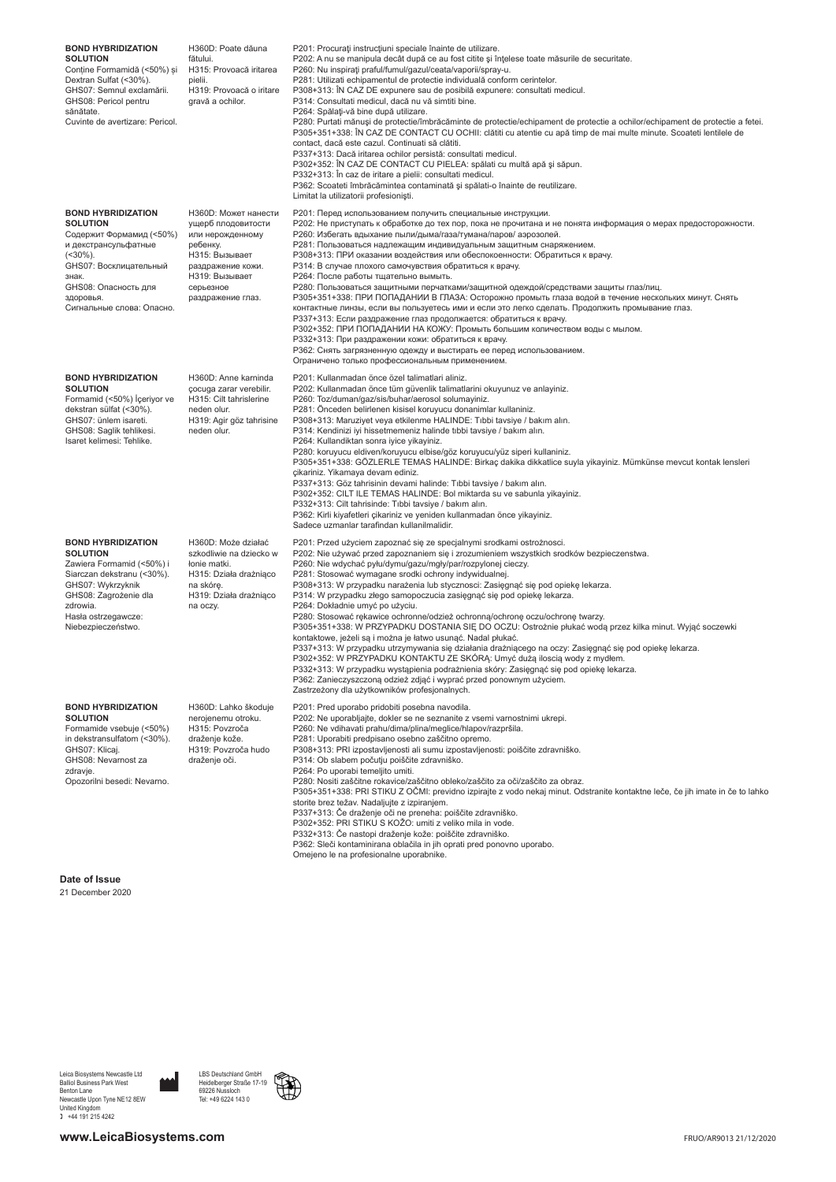| | | |
|---|---|---|
| **BOND HYBRIDIZATION SOLUTION**<br>Conţine Formamidă (<50%) şi Dextran Sulfat (<30%).<br>GHS07: Semnul exclamării.<br>GHS08: Pericol pentru sănătate.<br>Cuvinte de avertizare: Pericol. | H360D: Poate dăuna fătului.<br>H315: Provoacă iritarea pielii.<br>H319: Provoacă o iritare gravă a ochilor. | P201: Procuraţi instrucţiuni speciale înainte de utilizare.<br>P202: A nu se manipula decât după ce au fost citite şi înţelese toate măsurile de securitate.<br>P260: Nu inspiraţi praful/fumul/gazul/ceata/vaporii/spray-u.<br>P281: Utilizati echipamentul de protectie individuală conform cerintelor.<br>P308+313: ÎN CAZ DE expunere sau de posibilă expunere: consultati medicul.<br>P314: Consultati medicul, dacă nu vă simtiti bine.<br>P264: Spălaţi-vă bine după utilizare.<br>P280: Purtati mănuşi de protectie/îmbrăcăminte de protectie/echipament de protectie a ochilor/echipament de protectie a fetei.<br>P305+351+338: ÎN CAZ DE CONTACT CU OCHII: clătiti cu atentie cu apă timp de mai multe minute. Scoateti lentilele de contact, dacă este cazul. Continuati să clătiti.<br>P337+313: Dacă iritarea ochilor persistă: consultati medicul.<br>P302+352: ÎN CAZ DE CONTACT CU PIELEA: spălati cu multă apă şi săpun.<br>P332+313: În caz de iritare a pielii: consultati medicul.<br>P362: Scoateti îmbrăcămintea contaminată şi spălati-o înainte de reutilizare.<br>Limitat la utilizatorii profesionişti. |
| **BOND HYBRIDIZATION SOLUTION**<br>Содержит Формамид (<50%) и декстрансульфатные (<30%).<br>GHS07: Восклицательный знак.<br>GHS08: Опасность для здоровья.<br>Сигнальные слова: Опасно. | H360D: Может нанести ущерб плодовитости или нерожденному ребенку.<br>H315: Вызывает раздражение кожи.<br>H319: Вызывает серьезное раздражение глаз. | P201: Перед использованием получить специальные инструкции.<br>P202: Не приступать к обработке до тех пор, пока не прочитана и не понята информация о мерах предосторожности.<br>P260: Избегать вдыхание пыли/дыма/газа/тумана/паров/ аэрозолей.<br>P281: Пользоваться надлежащим индивидуальным защитным снаряжением.<br>P308+313: ПРИ оказании воздействия или обеспокоенности: Обратиться к врачу.<br>P314: В случае плохого самочувствия обратиться к врачу.<br>P264: После работы тщательно вымыть.<br>P280: Пользоваться защитными перчатками/защитной одеждой/средствами защиты глаз/лиц.<br>P305+351+338: ПРИ ПОПАДАНИИ В ГЛАЗА: Осторожно промыть глаза водой в течение нескольких минут. Снять контактные линзы, если вы пользуетесь ими и если это легко сделать. Продолжить промывание глаз.<br>P337+313: Если раздражение глаз продолжается: обратиться к врачу.<br>P302+352: ПРИ ПОПАДАНИИ НА КОЖУ: Промыть большим количеством воды с мылом.<br>P332+313: При раздражении кожи: обратиться к врачу.<br>P362: Снять загрязненную одежду и выстирать ее перед использованием.<br>Ограничено только профессиональным применением. |
| **BOND HYBRIDIZATION SOLUTION**<br>Formamid (<50%) İçeriyor ve dekstran sülfat (<30%).<br>GHS07: ünlem isareti.<br>GHS08: Saglik tehlikesi.<br>Isaret kelimesi: Tehlike. | H360D: Anne karninda çocuga zarar verebilir.<br>H315: Cilt tahrislerine neden olur.<br>H319: Agir göz tahrisine neden olur. | P201: Kullanmadan önce özel talimatlari aliniz.<br>P202: Kullanmadan önce tüm güvenlik talimatlarini okuyunuz ve anlayiniz.<br>P260: Toz/duman/gaz/sis/buhar/aerosol solumayiniz.<br>P281: Önceden belirlenen kisisel koruyucu donanimlar kullaniniz.<br>P308+313: Maruziyet veya etkilenme HALINDE: Tıbbi tavsiye / bakım alın.<br>P314: Kendinizi iyi hissetmemeniz halinde tıbbi tavsiye / bakım alın.<br>P264: Kullandiktan sonra iyice yikayiniz.<br>P280: koruyucu eldiven/koruyucu elbise/göz koruyucu/yüz siperi kullaniniz.<br>P305+351+338: GÖZLERLE TEMAS HALINDE: Birkaç dakika dikkatlice suyla yikayiniz. Mümkünse mevcut kontak lensleri çikariniz. Yikamaya devam ediniz.<br>P337+313: Göz tahrisinin devami halinde: Tıbbi tavsiye / bakım alın.<br>P302+352: CILT ILE TEMAS HALINDE: Bol miktarda su ve sabunla yikayiniz.<br>P332+313: Cilt tahrisinde: Tıbbi tavsiye / bakım alın.<br>P362: Kirli kiyafetleri çikariniz ve yeniden kullanmadan önce yikayiniz.<br>Sadece uzmanlar tarafindan kullanilmalidir. |
| **BOND HYBRIDIZATION SOLUTION**<br>Zawiera Formamid (<50%) i Siarczan dekstranu (<30%).<br>GHS07: Wykrzyknik<br>GHS08: Zagrożenie dla zdrowia.<br>Hasła ostrzegawcze: Niebezpieczeństwo. | H360D: Może działać szkodliwie na dziecko w łonie matki.<br>H315: Działa drażniąco na skórę.<br>H319: Działa drażniąco na oczy. | P201: Przed użyciem zapoznać się ze specjalnymi srodkami ostrożnosci.<br>P202: Nie używać przed zapoznaniem się i zrozumieniem wszystkich srodków bezpieczenstwa.<br>P260: Nie wdychać pyłu/dymu/gazu/mgły/par/rozpylonej cieczy.<br>P281: Stosować wymagane srodki ochrony indywidualnej.<br>P308+313: W przypadku narażenia lub stycznosci: Zasięgnąć się pod opiekę lekarza.<br>P314: W przypadku złego samopoczucia zasięgnąć się pod opiekę lekarza.<br>P264: Dokładnie umyć po użyciu.<br>P280: Stosować rękawice ochronne/odzież ochronną/ochronę oczu/ochronę twarzy.<br>P305+351+338: W PRZYPADKU DOSTANIA SIĘ DO OCZU: Ostrożnie płukać wodą przez kilka minut. Wyjąć soczewki kontaktowe, jeżeli są i można je łatwo usunąć. Nadal płukać.<br>P337+313: W przypadku utrzymywania się działania drażniącego na oczy: Zasięgnąć się pod opiekę lekarza.<br>P302+352: W PRZYPADKU KONTAKTU ZE SKÓRĄ: Umyć dużą ilością wody z mydłem.<br>P332+313: W przypadku wystąpienia podrażnienia skóry: Zasięgnąć się pod opiekę lekarza.<br>P362: Zanieczyszczoną odzież zdjąć i wyprać przed ponownym użyciem.<br>Zastrzeżony dla użytkowników profesjonalnych. |
| **BOND HYBRIDIZATION SOLUTION**<br>Formamide vsebuje (<50%) in dekstransulfatom (<30%).<br>GHS07: Klicaj.<br>GHS08: Nevarnost za zdravje.<br>Opozorilni besedi: Nevarno. | H360D: Lahko škoduje nerojenemu otroku.<br>H315: Povzroča draženje kože.<br>H319: Povzroča hudo draženje oči. | P201: Pred uporabo pridobiti posebna navodila.<br>P202: Ne uporabljajte, dokler se ne seznanite z vsemi varnostnimi ukrepi.<br>P260: Ne vdihavati prahu/dima/plina/meglice/hlapov/razpršila.<br>P281: Uporabiti predpisano osebno zaščitno opremo.<br>P308+313: PRI izpostavljenosti ali sumu izpostavljenosti: poiščite zdravniško.<br>P314: Ob slabem počutju poiščite zdravniško.<br>P264: Po uporabi temeljito umiti.<br>P280: Nositi zaščitne rokavice/zaščitno obleko/zaščito za oči/zaščito za obraz.<br>P305+351+338: PRI STIKU Z OČMI: previdno izpirajte z vodo nekaj minut. Odstranite kontaktne leče, če jih imate in če to lahko storite brez težav. Nadaljujte z izpiranjem.<br>P337+313: Če draženje oči ne preneha: poiščite zdravniško.<br>P302+352: PRI STIKU S KOŽO: umiti z veliko mila in vode.<br>P332+313: Če nastopi draženje kože: poiščite zdravniško.<br>P362: Sleči kontaminirana oblačila in jih oprati pred ponovno uporabo.<br>Omejeno le na profesionalne uporabnike. |

**Date of Issue**

21 December 2020

Leica Biosystems Newcastle Ltd
Balliol Business Park West
Benton Lane
Newcastle Upon Tyne NE12 8EW
United Kingdom
+44 191 215 4242

LBS Deutschland GmbH
Heidelberger Straße 17-19
69226 Nussloch
Tel: +49 6224 143 0

**www.LeicaBiosystems.com**

FRUO/AR9013 21/12/2020